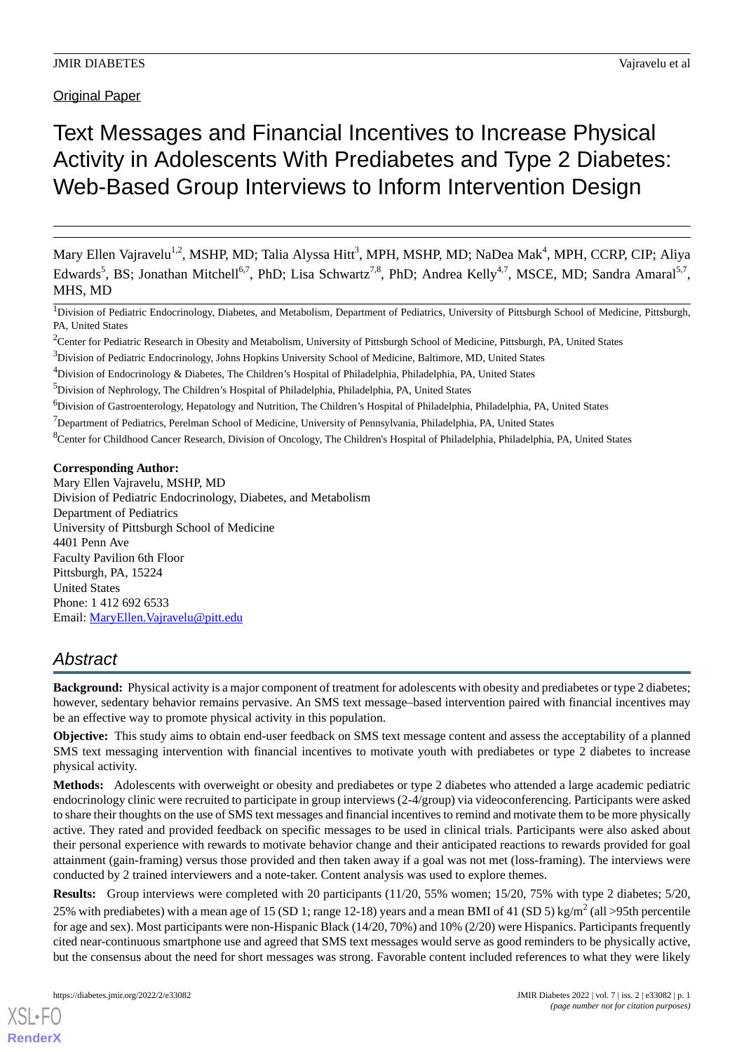Original Paper

# Text Messages and Financial Incentives to Increase Physical Activity in Adolescents With Prediabetes and Type 2 Diabetes: Web-Based Group Interviews to Inform Intervention Design

Mary Ellen Vajravelu[1,2], MSHP, MD; Talia Alyssa Hitt[3], MPH, MSHP, MD; NaDea Mak[4], MPH, CCRP, CIP; Aliya Edwards[5], BS; Jonathan Mitchell[6,7], PhD; Lisa Schwartz[7,8], PhD; Andrea Kelly[4,7], MSCE, MD; Sandra Amaral[5,7], MHS, MD

[1]Division of Pediatric Endocrinology, Diabetes, and Metabolism, Department of Pediatrics, University of Pittsburgh School of Medicine, Pittsburgh, PA, United States

[2]Center for Pediatric Research in Obesity and Metabolism, University of Pittsburgh School of Medicine, Pittsburgh, PA, United States

[3]Division of Pediatric Endocrinology, Johns Hopkins University School of Medicine, Baltimore, MD, United States

[4]Division of Endocrinology & Diabetes, The Children's Hospital of Philadelphia, Philadelphia, PA, United States

[5]Division of Nephrology, The Children's Hospital of Philadelphia, Philadelphia, PA, United States

[6]Division of Gastroenterology, Hepatology and Nutrition, The Children's Hospital of Philadelphia, Philadelphia, PA, United States

[7]Department of Pediatrics, Perelman School of Medicine, University of Pennsylvania, Philadelphia, PA, United States

[8]Center for Childhood Cancer Research, Division of Oncology, The Children's Hospital of Philadelphia, Philadelphia, PA, United States

**Corresponding Author:**
Mary Ellen Vajravelu, MSHP, MD
Division of Pediatric Endocrinology, Diabetes, and Metabolism
Department of Pediatrics
University of Pittsburgh School of Medicine
4401 Penn Ave
Faculty Pavilion 6th Floor
Pittsburgh, PA, 15224
United States
Phone: 1 412 692 6533
Email: MaryEllen.Vajravelu@pitt.edu

## Abstract

**Background:** Physical activity is a major component of treatment for adolescents with obesity and prediabetes or type 2 diabetes; however, sedentary behavior remains pervasive. An SMS text message–based intervention paired with financial incentives may be an effective way to promote physical activity in this population.

**Objective:** This study aims to obtain end-user feedback on SMS text message content and assess the acceptability of a planned SMS text messaging intervention with financial incentives to motivate youth with prediabetes or type 2 diabetes to increase physical activity.

**Methods:** Adolescents with overweight or obesity and prediabetes or type 2 diabetes who attended a large academic pediatric endocrinology clinic were recruited to participate in group interviews (2-4/group) via videoconferencing. Participants were asked to share their thoughts on the use of SMS text messages and financial incentives to remind and motivate them to be more physically active. They rated and provided feedback on specific messages to be used in clinical trials. Participants were also asked about their personal experience with rewards to motivate behavior change and their anticipated reactions to rewards provided for goal attainment (gain-framing) versus those provided and then taken away if a goal was not met (loss-framing). The interviews were conducted by 2 trained interviewers and a note-taker. Content analysis was used to explore themes.

**Results:** Group interviews were completed with 20 participants (11/20, 55% women; 15/20, 75% with type 2 diabetes; 5/20, 25% with prediabetes) with a mean age of 15 (SD 1; range 12-18) years and a mean BMI of 41 (SD 5) kg/m$^2$ (all >95th percentile for age and sex). Most participants were non-Hispanic Black (14/20, 70%) and 10% (2/20) were Hispanics. Participants frequently cited near-continuous smartphone use and agreed that SMS text messages would serve as good reminders to be physically active, but the consensus about the need for short messages was strong. Favorable content included references to what they were likely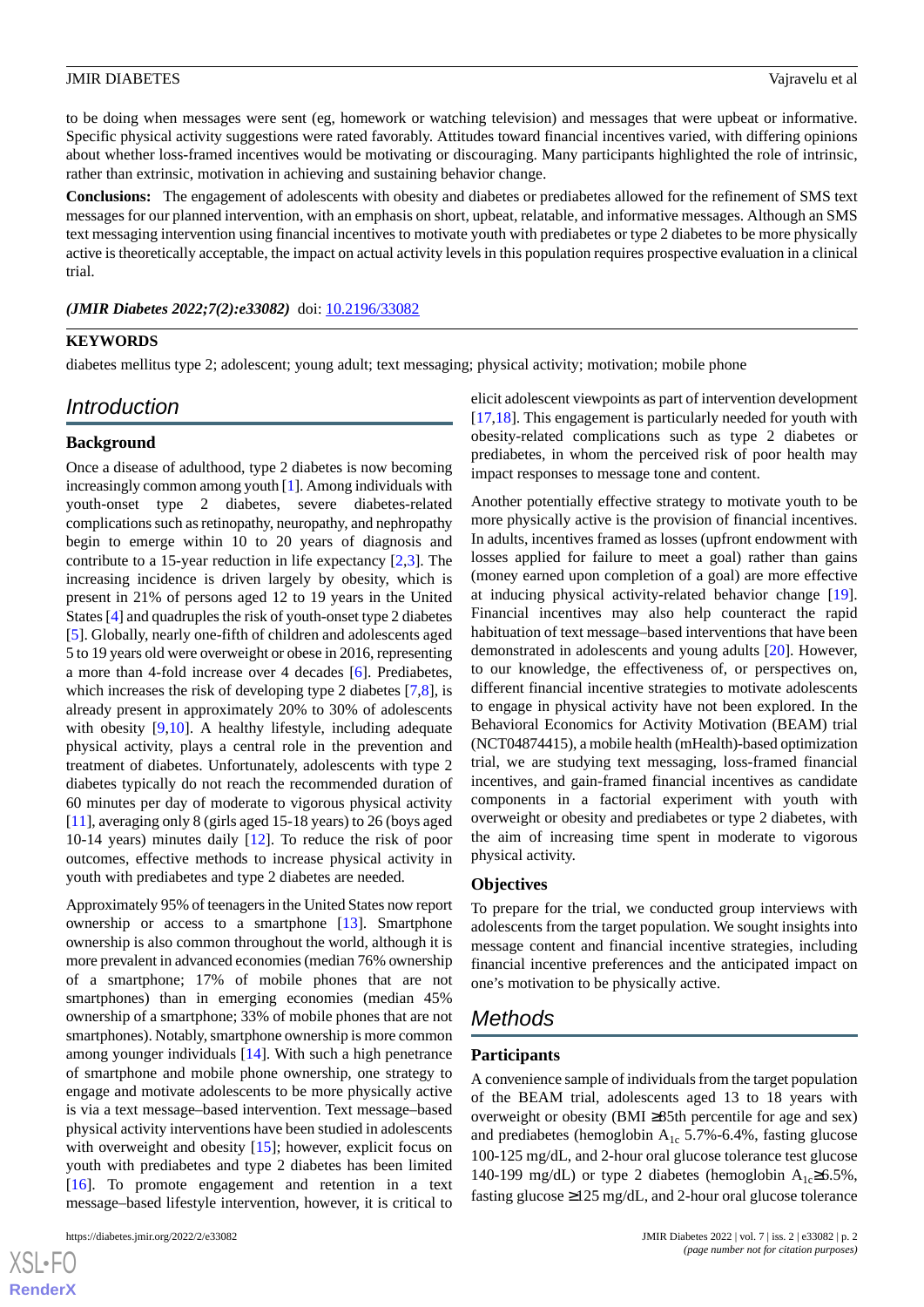to be doing when messages were sent (eg, homework or watching television) and messages that were upbeat or informative. Specific physical activity suggestions were rated favorably. Attitudes toward financial incentives varied, with differing opinions about whether loss-framed incentives would be motivating or discouraging. Many participants highlighted the role of intrinsic, rather than extrinsic, motivation in achieving and sustaining behavior change.

**Conclusions:** The engagement of adolescents with obesity and diabetes or prediabetes allowed for the refinement of SMS text messages for our planned intervention, with an emphasis on short, upbeat, relatable, and informative messages. Although an SMS text messaging intervention using financial incentives to motivate youth with prediabetes or type 2 diabetes to be more physically active is theoretically acceptable, the impact on actual activity levels in this population requires prospective evaluation in a clinical trial.

***(JMIR Diabetes 2022;7(2):e33082)*** doi: 10.2196/33082

**KEYWORDS**

diabetes mellitus type 2; adolescent; young adult; text messaging; physical activity; motivation; mobile phone

## Introduction

### Background

Once a disease of adulthood, type 2 diabetes is now becoming increasingly common among youth [1]. Among individuals with youth-onset type 2 diabetes, severe diabetes-related complications such as retinopathy, neuropathy, and nephropathy begin to emerge within 10 to 20 years of diagnosis and contribute to a 15-year reduction in life expectancy [2,3]. The increasing incidence is driven largely by obesity, which is present in 21% of persons aged 12 to 19 years in the United States [4] and quadruples the risk of youth-onset type 2 diabetes [5]. Globally, nearly one-fifth of children and adolescents aged 5 to 19 years old were overweight or obese in 2016, representing a more than 4-fold increase over 4 decades [6]. Prediabetes, which increases the risk of developing type 2 diabetes [7,8], is already present in approximately 20% to 30% of adolescents with obesity [9,10]. A healthy lifestyle, including adequate physical activity, plays a central role in the prevention and treatment of diabetes. Unfortunately, adolescents with type 2 diabetes typically do not reach the recommended duration of 60 minutes per day of moderate to vigorous physical activity [11], averaging only 8 (girls aged 15-18 years) to 26 (boys aged 10-14 years) minutes daily [12]. To reduce the risk of poor outcomes, effective methods to increase physical activity in youth with prediabetes and type 2 diabetes are needed.

Approximately 95% of teenagers in the United States now report ownership or access to a smartphone [13]. Smartphone ownership is also common throughout the world, although it is more prevalent in advanced economies (median 76% ownership of a smartphone; 17% of mobile phones that are not smartphones) than in emerging economies (median 45% ownership of a smartphone; 33% of mobile phones that are not smartphones). Notably, smartphone ownership is more common among younger individuals [14]. With such a high penetrance of smartphone and mobile phone ownership, one strategy to engage and motivate adolescents to be more physically active is via a text message–based intervention. Text message–based physical activity interventions have been studied in adolescents with overweight and obesity [15]; however, explicit focus on youth with prediabetes and type 2 diabetes has been limited [16]. To promote engagement and retention in a text message–based lifestyle intervention, however, it is critical to elicit adolescent viewpoints as part of intervention development [17,18]. This engagement is particularly needed for youth with obesity-related complications such as type 2 diabetes or prediabetes, in whom the perceived risk of poor health may impact responses to message tone and content.

Another potentially effective strategy to motivate youth to be more physically active is the provision of financial incentives. In adults, incentives framed as losses (upfront endowment with losses applied for failure to meet a goal) rather than gains (money earned upon completion of a goal) are more effective at inducing physical activity-related behavior change [19]. Financial incentives may also help counteract the rapid habituation of text message–based interventions that have been demonstrated in adolescents and young adults [20]. However, to our knowledge, the effectiveness of, or perspectives on, different financial incentive strategies to motivate adolescents to engage in physical activity have not been explored. In the Behavioral Economics for Activity Motivation (BEAM) trial (NCT04874415), a mobile health (mHealth)-based optimization trial, we are studying text messaging, loss-framed financial incentives, and gain-framed financial incentives as candidate components in a factorial experiment with youth with overweight or obesity and prediabetes or type 2 diabetes, with the aim of increasing time spent in moderate to vigorous physical activity.

### Objectives

To prepare for the trial, we conducted group interviews with adolescents from the target population. We sought insights into message content and financial incentive strategies, including financial incentive preferences and the anticipated impact on one's motivation to be physically active.

## Methods

### Participants

A convenience sample of individuals from the target population of the BEAM trial, adolescents aged 13 to 18 years with overweight or obesity (BMI ≥85th percentile for age and sex) and prediabetes (hemoglobin $A_{1c}$ 5.7%-6.4%, fasting glucose 100-125 mg/dL, and 2-hour oral glucose tolerance test glucose 140-199 mg/dL) or type 2 diabetes (hemoglobin $A_{1c}$≥6.5%, fasting glucose ≥125 mg/dL, and 2-hour oral glucose tolerance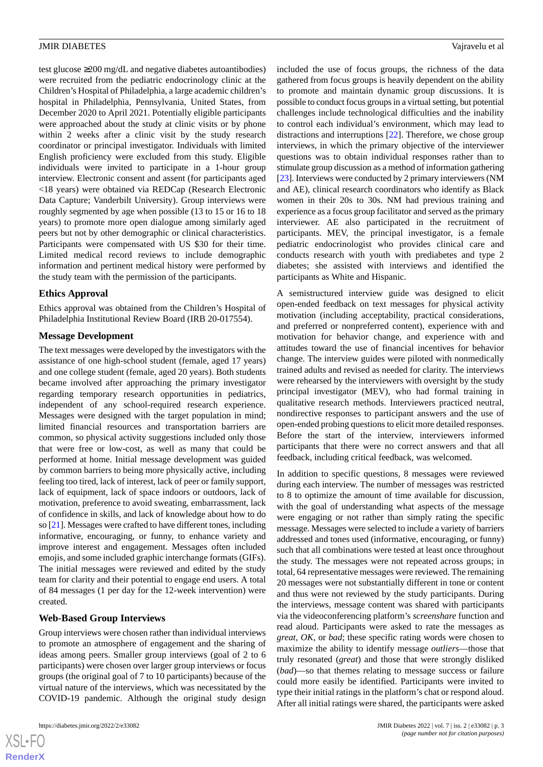test glucose ≥200 mg/dL and negative diabetes autoantibodies) were recruited from the pediatric endocrinology clinic at the Children's Hospital of Philadelphia, a large academic children's hospital in Philadelphia, Pennsylvania, United States, from December 2020 to April 2021. Potentially eligible participants were approached about the study at clinic visits or by phone within 2 weeks after a clinic visit by the study research coordinator or principal investigator. Individuals with limited English proficiency were excluded from this study. Eligible individuals were invited to participate in a 1-hour group interview. Electronic consent and assent (for participants aged <18 years) were obtained via REDCap (Research Electronic Data Capture; Vanderbilt University). Group interviews were roughly segmented by age when possible (13 to 15 or 16 to 18 years) to promote more open dialogue among similarly aged peers but not by other demographic or clinical characteristics. Participants were compensated with US $30 for their time. Limited medical record reviews to include demographic information and pertinent medical history were performed by the study team with the permission of the participants.

### Ethics Approval

Ethics approval was obtained from the Children's Hospital of Philadelphia Institutional Review Board (IRB 20-017554).

### Message Development

The text messages were developed by the investigators with the assistance of one high-school student (female, aged 17 years) and one college student (female, aged 20 years). Both students became involved after approaching the primary investigator regarding temporary research opportunities in pediatrics, independent of any school-required research experience. Messages were designed with the target population in mind; limited financial resources and transportation barriers are common, so physical activity suggestions included only those that were free or low-cost, as well as many that could be performed at home. Initial message development was guided by common barriers to being more physically active, including feeling too tired, lack of interest, lack of peer or family support, lack of equipment, lack of space indoors or outdoors, lack of motivation, preference to avoid sweating, embarrassment, lack of confidence in skills, and lack of knowledge about how to do so [21]. Messages were crafted to have different tones, including informative, encouraging, or funny, to enhance variety and improve interest and engagement. Messages often included emojis, and some included graphic interchange formats (GIFs). The initial messages were reviewed and edited by the study team for clarity and their potential to engage end users. A total of 84 messages (1 per day for the 12-week intervention) were created.

### Web-Based Group Interviews

Group interviews were chosen rather than individual interviews to promote an atmosphere of engagement and the sharing of ideas among peers. Smaller group interviews (goal of 2 to 6 participants) were chosen over larger group interviews or focus groups (the original goal of 7 to 10 participants) because of the virtual nature of the interviews, which was necessitated by the COVID-19 pandemic. Although the original study design included the use of focus groups, the richness of the data gathered from focus groups is heavily dependent on the ability to promote and maintain dynamic group discussions. It is possible to conduct focus groups in a virtual setting, but potential challenges include technological difficulties and the inability to control each individual's environment, which may lead to distractions and interruptions [22]. Therefore, we chose group interviews, in which the primary objective of the interviewer questions was to obtain individual responses rather than to stimulate group discussion as a method of information gathering [23]. Interviews were conducted by 2 primary interviewers (NM and AE), clinical research coordinators who identify as Black women in their 20s to 30s. NM had previous training and experience as a focus group facilitator and served as the primary interviewer. AE also participated in the recruitment of participants. MEV, the principal investigator, is a female pediatric endocrinologist who provides clinical care and conducts research with youth with prediabetes and type 2 diabetes; she assisted with interviews and identified the participants as White and Hispanic.

A semistructured interview guide was designed to elicit open-ended feedback on text messages for physical activity motivation (including acceptability, practical considerations, and preferred or nonpreferred content), experience with and motivation for behavior change, and experience with and attitudes toward the use of financial incentives for behavior change. The interview guides were piloted with nonmedically trained adults and revised as needed for clarity. The interviews were rehearsed by the interviewers with oversight by the study principal investigator (MEV), who had formal training in qualitative research methods. Interviewers practiced neutral, nondirective responses to participant answers and the use of open-ended probing questions to elicit more detailed responses. Before the start of the interview, interviewers informed participants that there were no correct answers and that all feedback, including critical feedback, was welcomed.

In addition to specific questions, 8 messages were reviewed during each interview. The number of messages was restricted to 8 to optimize the amount of time available for discussion, with the goal of understanding what aspects of the message were engaging or not rather than simply rating the specific message. Messages were selected to include a variety of barriers addressed and tones used (informative, encouraging, or funny) such that all combinations were tested at least once throughout the study. The messages were not repeated across groups; in total, 64 representative messages were reviewed. The remaining 20 messages were not substantially different in tone or content and thus were not reviewed by the study participants. During the interviews, message content was shared with participants via the videoconferencing platform's *screenshare* function and read aloud. Participants were asked to rate the messages as *great*, *OK*, or *bad*; these specific rating words were chosen to maximize the ability to identify message *outliers*—those that truly resonated (*great*) and those that were strongly disliked (*bad*)—so that themes relating to message success or failure could more easily be identified. Participants were invited to type their initial ratings in the platform's chat or respond aloud. After all initial ratings were shared, the participants were asked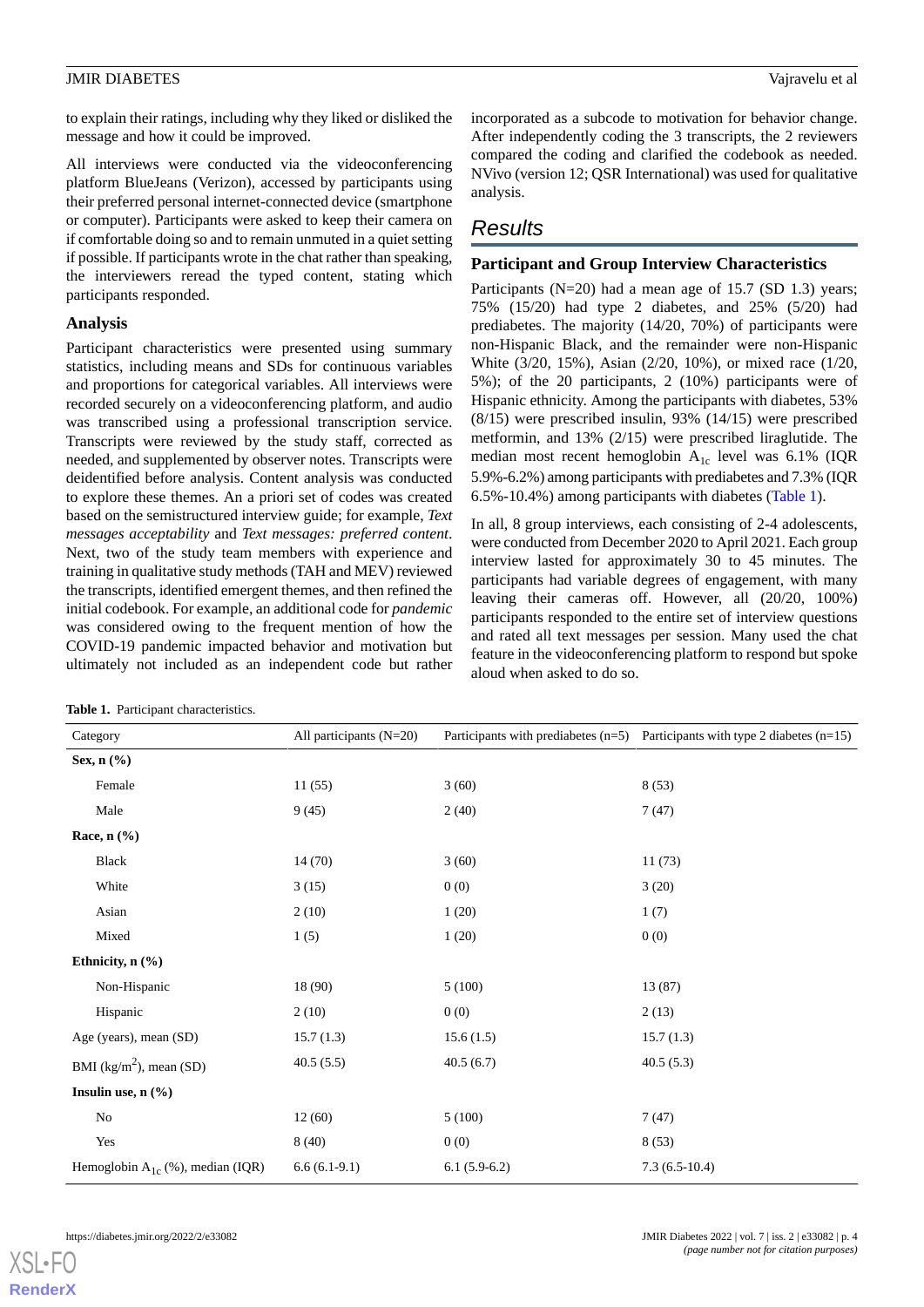to explain their ratings, including why they liked or disliked the message and how it could be improved.

All interviews were conducted via the videoconferencing platform BlueJeans (Verizon), accessed by participants using their preferred personal internet-connected device (smartphone or computer). Participants were asked to keep their camera on if comfortable doing so and to remain unmuted in a quiet setting if possible. If participants wrote in the chat rather than speaking, the interviewers reread the typed content, stating which participants responded.

### Analysis

Participant characteristics were presented using summary statistics, including means and SDs for continuous variables and proportions for categorical variables. All interviews were recorded securely on a videoconferencing platform, and audio was transcribed using a professional transcription service. Transcripts were reviewed by the study staff, corrected as needed, and supplemented by observer notes. Transcripts were deidentified before analysis. Content analysis was conducted to explore these themes. An a priori set of codes was created based on the semistructured interview guide; for example, *Text messages acceptability* and *Text messages: preferred content*. Next, two of the study team members with experience and training in qualitative study methods (TAH and MEV) reviewed the transcripts, identified emergent themes, and then refined the initial codebook. For example, an additional code for *pandemic* was considered owing to the frequent mention of how the COVID-19 pandemic impacted behavior and motivation but ultimately not included as an independent code but rather incorporated as a subcode to motivation for behavior change. After independently coding the 3 transcripts, the 2 reviewers compared the coding and clarified the codebook as needed. NVivo (version 12; QSR International) was used for qualitative analysis.

## Results

### Participant and Group Interview Characteristics

Participants (N=20) had a mean age of 15.7 (SD 1.3) years; 75% (15/20) had type 2 diabetes, and 25% (5/20) had prediabetes. The majority (14/20, 70%) of participants were non-Hispanic Black, and the remainder were non-Hispanic White (3/20, 15%), Asian (2/20, 10%), or mixed race (1/20, 5%); of the 20 participants, 2 (10%) participants were of Hispanic ethnicity. Among the participants with diabetes, 53% (8/15) were prescribed insulin, 93% (14/15) were prescribed metformin, and 13% (2/15) were prescribed liraglutide. The median most recent hemoglobin $A_{1c}$ level was 6.1% (IQR 5.9%-6.2%) among participants with prediabetes and 7.3% (IQR 6.5%-10.4%) among participants with diabetes (Table 1).

In all, 8 group interviews, each consisting of 2-4 adolescents, were conducted from December 2020 to April 2021. Each group interview lasted for approximately 30 to 45 minutes. The participants had variable degrees of engagement, with many leaving their cameras off. However, all (20/20, 100%) participants responded to the entire set of interview questions and rated all text messages per session. Many used the chat feature in the videoconferencing platform to respond but spoke aloud when asked to do so.

**Table 1.** Participant characteristics.

| Category | All participants (N=20) | Participants with prediabetes (n=5) | Participants with type 2 diabetes (n=15) |
|---|---|---|---|
| **Sex, n (%)** | | | |
| Female | 11 (55) | 3 (60) | 8 (53) |
| Male | 9 (45) | 2 (40) | 7 (47) |
| **Race, n (%)** | | | |
| Black | 14 (70) | 3 (60) | 11 (73) |
| White | 3 (15) | 0 (0) | 3 (20) |
| Asian | 2 (10) | 1 (20) | 1 (7) |
| Mixed | 1 (5) | 1 (20) | 0 (0) |
| **Ethnicity, n (%)** | | | |
| Non-Hispanic | 18 (90) | 5 (100) | 13 (87) |
| Hispanic | 2 (10) | 0 (0) | 2 (13) |
| Age (years), mean (SD) | 15.7 (1.3) | 15.6 (1.5) | 15.7 (1.3) |
| BMI (kg/m$^2$), mean (SD) | 40.5 (5.5) | 40.5 (6.7) | 40.5 (5.3) |
| **Insulin use, n (%)** | | | |
| No | 12 (60) | 5 (100) | 7 (47) |
| Yes | 8 (40) | 0 (0) | 8 (53) |
| Hemoglobin $A_{1c}$ (%), median (IQR) | 6.6 (6.1-9.1) | 6.1 (5.9-6.2) | 7.3 (6.5-10.4) |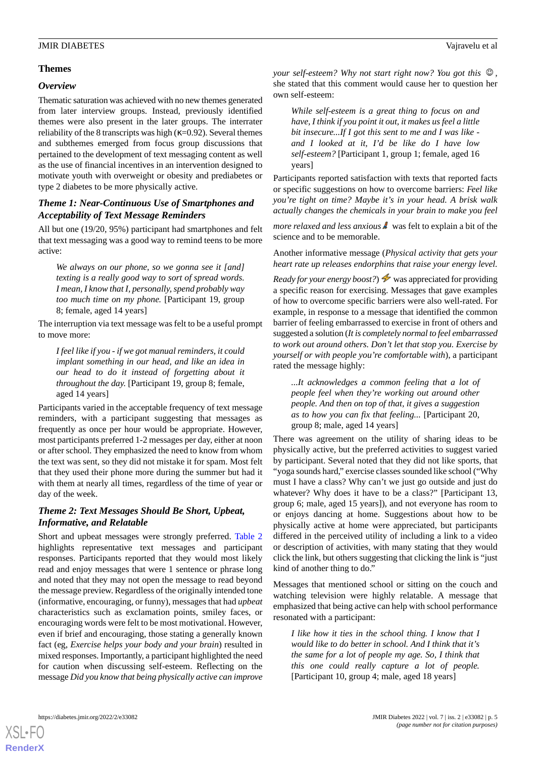## Themes

### Overview

Thematic saturation was achieved with no new themes generated from later interview groups. Instead, previously identified themes were also present in the later groups. The interrater reliability of the 8 transcripts was high (κ=0.92). Several themes and subthemes emerged from focus group discussions that pertained to the development of text messaging content as well as the use of financial incentives in an intervention designed to motivate youth with overweight or obesity and prediabetes or type 2 diabetes to be more physically active.

### Theme 1: Near-Continuous Use of Smartphones and Acceptability of Text Message Reminders

All but one (19/20, 95%) participant had smartphones and felt that text messaging was a good way to remind teens to be more active:

> *We always on our phone, so we gonna see it [and] texting is a really good way to sort of spread words. I mean, I know that I, personally, spend probably way too much time on my phone.* [Participant 19, group 8; female, aged 14 years]

The interruption via text message was felt to be a useful prompt to move more:

> *I feel like if you - if we got manual reminders, it could implant something in our head, and like an idea in our head to do it instead of forgetting about it throughout the day.* [Participant 19, group 8; female, aged 14 years]

Participants varied in the acceptable frequency of text message reminders, with a participant suggesting that messages as frequently as once per hour would be appropriate. However, most participants preferred 1-2 messages per day, either at noon or after school. They emphasized the need to know from whom the text was sent, so they did not mistake it for spam. Most felt that they used their phone more during the summer but had it with them at nearly all times, regardless of the time of year or day of the week.

### Theme 2: Text Messages Should Be Short, Upbeat, Informative, and Relatable

Short and upbeat messages were strongly preferred. Table 2 highlights representative text messages and participant responses. Participants reported that they would most likely read and enjoy messages that were 1 sentence or phrase long and noted that they may not open the message to read beyond the message preview. Regardless of the originally intended tone (informative, encouraging, or funny), messages that had *upbeat* characteristics such as exclamation points, smiley faces, or encouraging words were felt to be most motivational. However, even if brief and encouraging, those stating a generally known fact (eg, *Exercise helps your body and your brain*) resulted in mixed responses. Importantly, a participant highlighted the need for caution when discussing self-esteem. Reflecting on the message *Did you know that being physically active can improve your self-esteem? Why not start right now? You got this* ☺, she stated that this comment would cause her to question her own self-esteem:

> *While self-esteem is a great thing to focus on and have, I think if you point it out, it makes us feel a little bit insecure...If I got this sent to me and I was like - and I looked at it, I'd be like do I have low self-esteem?* [Participant 1, group 1; female, aged 16 years]

Participants reported satisfaction with texts that reported facts or specific suggestions on how to overcome barriers: *Feel like you're tight on time? Maybe it's in your head. A brisk walk actually changes the chemicals in your brain to make you feel more relaxed and less anxious* 🚶 was felt to explain a bit of the science and to be memorable.

Another informative message (*Physical activity that gets your heart rate up releases endorphins that raise your energy level. Ready for your energy boost?*) ⚡ was appreciated for providing a specific reason for exercising. Messages that gave examples of how to overcome specific barriers were also well-rated. For example, in response to a message that identified the common barrier of feeling embarrassed to exercise in front of others and suggested a solution (*It is completely normal to feel embarrassed to work out around others. Don't let that stop you. Exercise by yourself or with people you're comfortable with*), a participant rated the message highly:

> *...It acknowledges a common feeling that a lot of people feel when they're working out around other people. And then on top of that, it gives a suggestion as to how you can fix that feeling...* [Participant 20, group 8; male, aged 14 years]

There was agreement on the utility of sharing ideas to be physically active, but the preferred activities to suggest varied by participant. Several noted that they did not like sports, that "yoga sounds hard," exercise classes sounded like school ("Why must I have a class? Why can't we just go outside and just do whatever? Why does it have to be a class?" [Participant 13, group 6; male, aged 15 years]), and not everyone has room to or enjoys dancing at home. Suggestions about how to be physically active at home were appreciated, but participants differed in the perceived utility of including a link to a video or description of activities, with many stating that they would click the link, but others suggesting that clicking the link is "just kind of another thing to do."

Messages that mentioned school or sitting on the couch and watching television were highly relatable. A message that emphasized that being active can help with school performance resonated with a participant:

> *I like how it ties in the school thing. I know that I would like to do better in school. And I think that it's the same for a lot of people my age. So, I think that this one could really capture a lot of people.* [Participant 10, group 4; male, aged 18 years]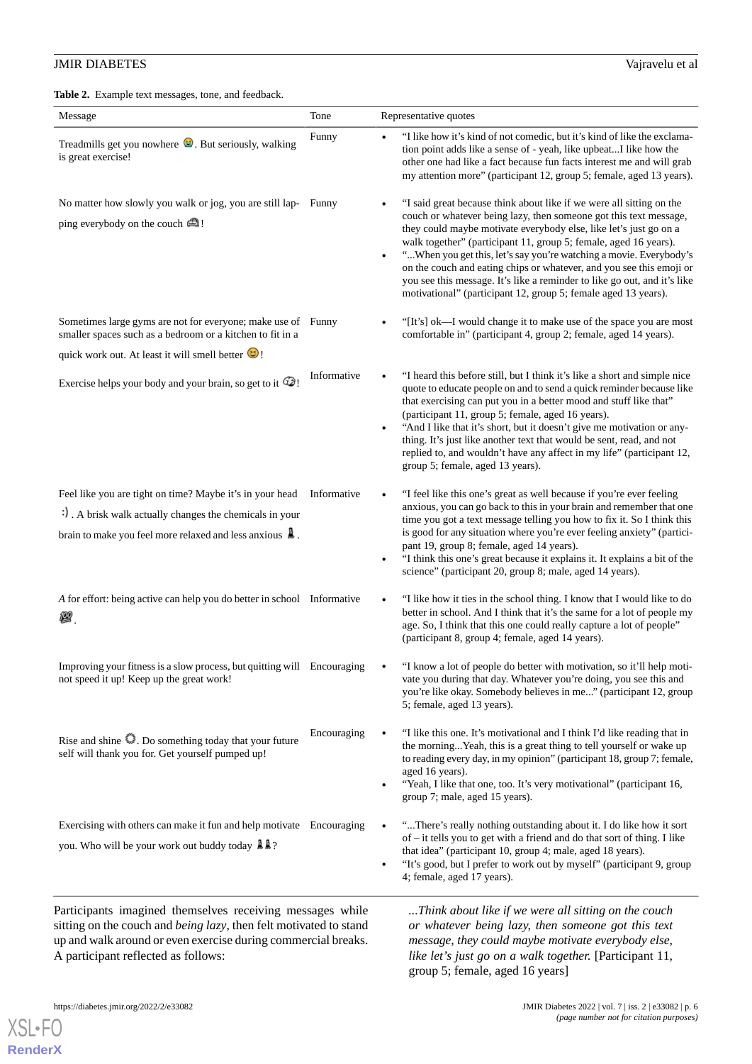**Table 2.** Example text messages, tone, and feedback.

| Message | Tone | Representative quotes |
|---|---|---|
| Treadmills get you nowhere 😭. But seriously, walking is great exercise! | Funny | • "I like how it's kind of not comedic, but it's kind of like the exclamation point adds like a sense of - yeah, like upbeat...I like how the other one had like a fact because fun facts interest me and will grab my attention more" (participant 12, group 5; female, aged 13 years). |
| No matter how slowly you walk or jog, you are still lapping everybody on the couch 🛋! | Funny | • "I said great because think about like if we were all sitting on the couch or whatever being lazy, then someone got this text message, they could maybe motivate everybody else, like let's just go on a walk together" (participant 11, group 5; female, aged 16 years). • "...When you get this, let's say you're watching a movie. Everybody's on the couch and eating chips or whatever, and you see this emoji or you see this message. It's like a reminder to like go out, and it's like motivational" (participant 12, group 5; female aged 13 years). |
| Sometimes large gyms are not for everyone; make use of smaller spaces such as a bedroom or a kitchen to fit in a quick work out. At least it will smell better 😆! | Funny | • "[It's] ok—I would change it to make use of the space you are most comfortable in" (participant 4, group 2; female, aged 14 years). |
| Exercise helps your body and your brain, so get to it 🧠! | Informative | • "I heard this before still, but I think it's like a short and simple nice quote to educate people on and to send a quick reminder because like that exercising can put you in a better mood and stuff like that" (participant 11, group 5; female, aged 16 years). • "And I like that it's short, but it doesn't give me motivation or anything. It's just like another text that would be sent, read, and not replied to, and wouldn't have any affect in my life" (participant 12, group 5; female, aged 13 years). |
| Feel like you are tight on time? Maybe it's in your head :) . A brisk walk actually changes the chemicals in your brain to make you feel more relaxed and less anxious 🚶. | Informative | • "I feel like this one's great as well because if you're ever feeling anxious, you can go back to this in your brain and remember that one time you got a text message telling you how to fix it. So I think this is good for any situation where you're ever feeling anxiety" (participant 19, group 8; female, aged 14 years). • "I think this one's great because it explains it. It explains a bit of the science" (participant 20, group 8; male, aged 14 years). |
| *A* for effort: being active can help you do better in school 💯. | Informative | • "I like how it ties in the school thing. I know that I would like to do better in school. And I think that it's the same for a lot of people my age. So, I think that this one could really capture a lot of people" (participant 8, group 4; female, aged 14 years). |
| Improving your fitness is a slow process, but quitting will not speed it up! Keep up the great work! | Encouraging | • "I know a lot of people do better with motivation, so it'll help motivate you during that day. Whatever you're doing, you see this and you're like okay. Somebody believes in me..." (participant 12, group 5; female, aged 13 years). |
| Rise and shine ☀. Do something today that your future self will thank you for. Get yourself pumped up! | Encouraging | • "I like this one. It's motivational and I think I'd like reading that in the morning...Yeah, this is a great thing to tell yourself or wake up to reading every day, in my opinion" (participant 18, group 7; female, aged 16 years). • "Yeah, I like that one, too. It's very motivational" (participant 16, group 7; male, aged 15 years). |
| Exercising with others can make it fun and help motivate you. Who will be your work out buddy today 🚶🚶? | Encouraging | • "...There's really nothing outstanding about it. I do like how it sort of – it tells you to get with a friend and do that sort of thing. I like that idea" (participant 10, group 4; male, aged 18 years). • "It's good, but I prefer to work out by myself" (participant 9, group 4; female, aged 17 years). |

Participants imagined themselves receiving messages while sitting on the couch and *being lazy*, then felt motivated to stand up and walk around or even exercise during commercial breaks. A participant reflected as follows:

> *...Think about like if we were all sitting on the couch or whatever being lazy, then someone got this text message, they could maybe motivate everybody else, like let's just go on a walk together.* [Participant 11, group 5; female, aged 16 years]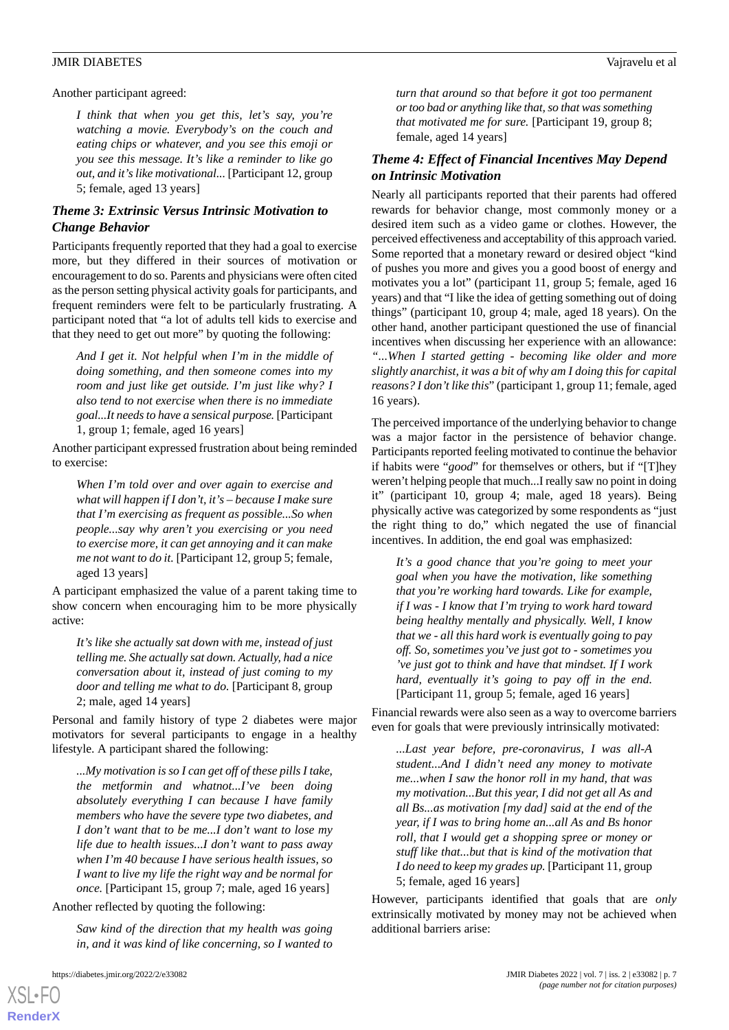Another participant agreed:

> *I think that when you get this, let's say, you're watching a movie. Everybody's on the couch and eating chips or whatever, and you see this emoji or you see this message. It's like a reminder to like go out, and it's like motivational...* [Participant 12, group 5; female, aged 13 years]

### *Theme 3: Extrinsic Versus Intrinsic Motivation to Change Behavior*

Participants frequently reported that they had a goal to exercise more, but they differed in their sources of motivation or encouragement to do so. Parents and physicians were often cited as the person setting physical activity goals for participants, and frequent reminders were felt to be particularly frustrating. A participant noted that "a lot of adults tell kids to exercise and that they need to get out more" by quoting the following:

> *And I get it. Not helpful when I'm in the middle of doing something, and then someone comes into my room and just like get outside. I'm just like why? I also tend to not exercise when there is no immediate goal...It needs to have a sensical purpose.* [Participant 1, group 1; female, aged 16 years]

Another participant expressed frustration about being reminded to exercise:

> *When I'm told over and over again to exercise and what will happen if I don't, it's – because I make sure that I'm exercising as frequent as possible...So when people...say why aren't you exercising or you need to exercise more, it can get annoying and it can make me not want to do it.* [Participant 12, group 5; female, aged 13 years]

A participant emphasized the value of a parent taking time to show concern when encouraging him to be more physically active:

> *It's like she actually sat down with me, instead of just telling me. She actually sat down. Actually, had a nice conversation about it, instead of just coming to my door and telling me what to do.* [Participant 8, group 2; male, aged 14 years]

Personal and family history of type 2 diabetes were major motivators for several participants to engage in a healthy lifestyle. A participant shared the following:

> *...My motivation is so I can get off of these pills I take, the metformin and whatnot...I've been doing absolutely everything I can because I have family members who have the severe type two diabetes, and I don't want that to be me...I don't want to lose my life due to health issues...I don't want to pass away when I'm 40 because I have serious health issues, so I want to live my life the right way and be normal for once.* [Participant 15, group 7; male, aged 16 years]

Another reflected by quoting the following:

> *Saw kind of the direction that my health was going in, and it was kind of like concerning, so I wanted to turn that around so that before it got too permanent or too bad or anything like that, so that was something that motivated me for sure.* [Participant 19, group 8; female, aged 14 years]

### *Theme 4: Effect of Financial Incentives May Depend on Intrinsic Motivation*

Nearly all participants reported that their parents had offered rewards for behavior change, most commonly money or a desired item such as a video game or clothes. However, the perceived effectiveness and acceptability of this approach varied. Some reported that a monetary reward or desired object "kind of pushes you more and gives you a good boost of energy and motivates you a lot" (participant 11, group 5; female, aged 16 years) and that "I like the idea of getting something out of doing things" (participant 10, group 4; male, aged 18 years). On the other hand, another participant questioned the use of financial incentives when discussing her experience with an allowance: *"...When I started getting - becoming like older and more slightly anarchist, it was a bit of why am I doing this for capital reasons? I don't like this*" (participant 1, group 11; female, aged 16 years).

The perceived importance of the underlying behavior to change was a major factor in the persistence of behavior change. Participants reported feeling motivated to continue the behavior if habits were "*good*" for themselves or others, but if "[T]hey weren't helping people that much...I really saw no point in doing it" (participant 10, group 4; male, aged 18 years). Being physically active was categorized by some respondents as "just the right thing to do," which negated the use of financial incentives. In addition, the end goal was emphasized:

> *It's a good chance that you're going to meet your goal when you have the motivation, like something that you're working hard towards. Like for example, if I was - I know that I'm trying to work hard toward being healthy mentally and physically. Well, I know that we - all this hard work is eventually going to pay off. So, sometimes you've just got to - sometimes you 've just got to think and have that mindset. If I work hard, eventually it's going to pay off in the end.* [Participant 11, group 5; female, aged 16 years]

Financial rewards were also seen as a way to overcome barriers even for goals that were previously intrinsically motivated:

> *...Last year before, pre-coronavirus, I was all-A student...And I didn't need any money to motivate me...when I saw the honor roll in my hand, that was my motivation...But this year, I did not get all As and all Bs...as motivation [my dad] said at the end of the year, if I was to bring home an...all As and Bs honor roll, that I would get a shopping spree or money or stuff like that...but that is kind of the motivation that I do need to keep my grades up.* [Participant 11, group 5; female, aged 16 years]

However, participants identified that goals that are *only* extrinsically motivated by money may not be achieved when additional barriers arise: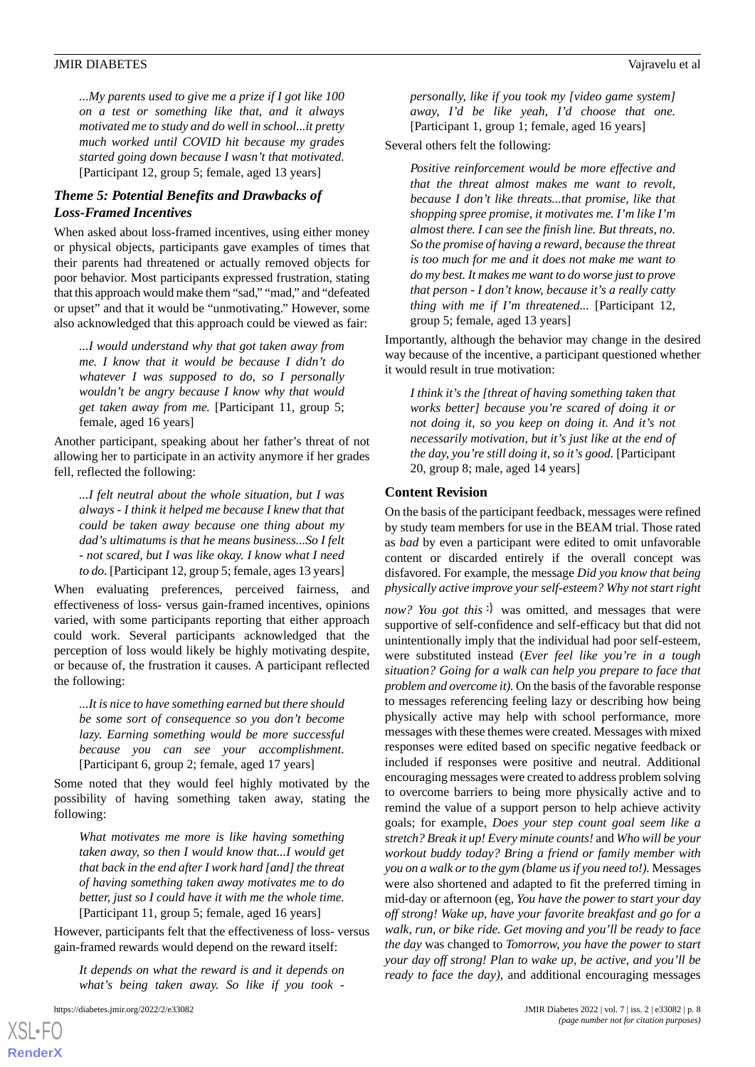*...My parents used to give me a prize if I got like 100 on a test or something like that, and it always motivated me to study and do well in school...it pretty much worked until COVID hit because my grades started going down because I wasn't that motivated.* [Participant 12, group 5; female, aged 13 years]

### *Theme 5: Potential Benefits and Drawbacks of Loss-Framed Incentives*

When asked about loss-framed incentives, using either money or physical objects, participants gave examples of times that their parents had threatened or actually removed objects for poor behavior. Most participants expressed frustration, stating that this approach would make them "sad," "mad," and "defeated or upset" and that it would be "unmotivating." However, some also acknowledged that this approach could be viewed as fair:

> *...I would understand why that got taken away from me. I know that it would be because I didn't do whatever I was supposed to do, so I personally wouldn't be angry because I know why that would get taken away from me.* [Participant 11, group 5; female, aged 16 years]

Another participant, speaking about her father's threat of not allowing her to participate in an activity anymore if her grades fell, reflected the following:

> *...I felt neutral about the whole situation, but I was always - I think it helped me because I knew that that could be taken away because one thing about my dad's ultimatums is that he means business...So I felt - not scared, but I was like okay. I know what I need to do.* [Participant 12, group 5; female, ages 13 years]

When evaluating preferences, perceived fairness, and effectiveness of loss- versus gain-framed incentives, opinions varied, with some participants reporting that either approach could work. Several participants acknowledged that the perception of loss would likely be highly motivating despite, or because of, the frustration it causes. A participant reflected the following:

> *...It is nice to have something earned but there should be some sort of consequence so you don't become lazy. Earning something would be more successful because you can see your accomplishment.* [Participant 6, group 2; female, aged 17 years]

Some noted that they would feel highly motivated by the possibility of having something taken away, stating the following:

> *What motivates me more is like having something taken away, so then I would know that...I would get that back in the end after I work hard [and] the threat of having something taken away motivates me to do better, just so I could have it with me the whole time.* [Participant 11, group 5; female, aged 16 years]

However, participants felt that the effectiveness of loss- versus gain-framed rewards would depend on the reward itself:

> *It depends on what the reward is and it depends on what's being taken away. So like if you took - personally, like if you took my [video game system] away, I'd be like yeah, I'd choose that one.* [Participant 1, group 1; female, aged 16 years]

Several others felt the following:

> *Positive reinforcement would be more effective and that the threat almost makes me want to revolt, because I don't like threats...that promise, like that shopping spree promise, it motivates me. I'm like I'm almost there. I can see the finish line. But threats, no. So the promise of having a reward, because the threat is too much for me and it does not make me want to do my best. It makes me want to do worse just to prove that person - I don't know, because it's a really catty thing with me if I'm threatened...* [Participant 12, group 5; female, aged 13 years]

Importantly, although the behavior may change in the desired way because of the incentive, a participant questioned whether it would result in true motivation:

> *I think it's the [threat of having something taken that works better] because you're scared of doing it or not doing it, so you keep on doing it. And it's not necessarily motivation, but it's just like at the end of the day, you're still doing it, so it's good.* [Participant 20, group 8; male, aged 14 years]

## Content Revision

On the basis of the participant feedback, messages were refined by study team members for use in the BEAM trial. Those rated as *bad* by even a participant were edited to omit unfavorable content or discarded entirely if the overall concept was disfavored. For example, the message *Did you know that being physically active improve your self-esteem? Why not start right now? You got this :)* was omitted, and messages that were supportive of self-confidence and self-efficacy but that did not unintentionally imply that the individual had poor self-esteem, were substituted instead (*Ever feel like you're in a tough situation? Going for a walk can help you prepare to face that problem and overcome it).* On the basis of the favorable response to messages referencing feeling lazy or describing how being physically active may help with school performance, more messages with these themes were created. Messages with mixed responses were edited based on specific negative feedback or included if responses were positive and neutral. Additional encouraging messages were created to address problem solving to overcome barriers to being more physically active and to remind the value of a support person to help achieve activity goals; for example, *Does your step count goal seem like a stretch? Break it up! Every minute counts!* and *Who will be your workout buddy today? Bring a friend or family member with you on a walk or to the gym (blame us if you need to!).* Messages were also shortened and adapted to fit the preferred timing in mid-day or afternoon (eg, *You have the power to start your day off strong! Wake up, have your favorite breakfast and go for a walk, run, or bike ride. Get moving and you'll be ready to face the day* was changed to *Tomorrow, you have the power to start your day off strong! Plan to wake up, be active, and you'll be ready to face the day),* and additional encouraging messages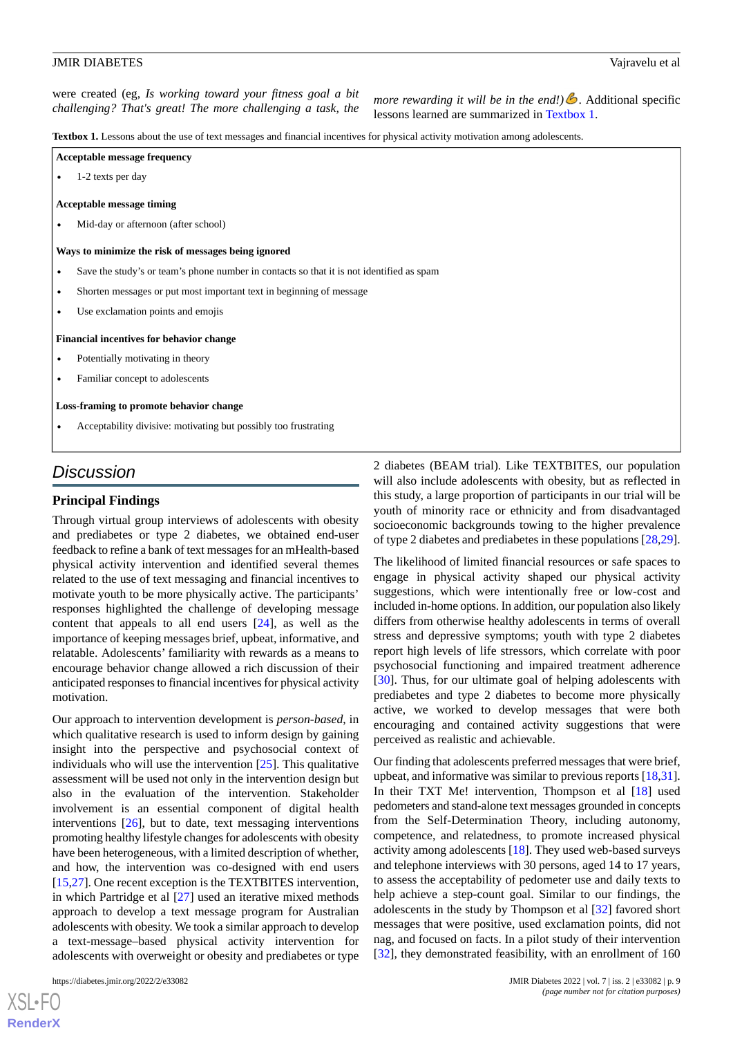were created (eg, *Is working toward your fitness goal a bit challenging? That's great! The more challenging a task, the more rewarding it will be in the end!)*💪. Additional specific lessons learned are summarized in Textbox 1.

**Textbox 1.** Lessons about the use of text messages and financial incentives for physical activity motivation among adolescents.

**Acceptable message frequency**

- 1-2 texts per day

**Acceptable message timing**

- Mid-day or afternoon (after school)

**Ways to minimize the risk of messages being ignored**

- Save the study's or team's phone number in contacts so that it is not identified as spam
- Shorten messages or put most important text in beginning of message
- Use exclamation points and emojis

**Financial incentives for behavior change**

- Potentially motivating in theory
- Familiar concept to adolescents

**Loss-framing to promote behavior change**

- Acceptability divisive: motivating but possibly too frustrating

## Discussion

### Principal Findings

Through virtual group interviews of adolescents with obesity and prediabetes or type 2 diabetes, we obtained end-user feedback to refine a bank of text messages for an mHealth-based physical activity intervention and identified several themes related to the use of text messaging and financial incentives to motivate youth to be more physically active. The participants' responses highlighted the challenge of developing message content that appeals to all end users [24], as well as the importance of keeping messages brief, upbeat, informative, and relatable. Adolescents' familiarity with rewards as a means to encourage behavior change allowed a rich discussion of their anticipated responses to financial incentives for physical activity motivation.

Our approach to intervention development is *person-based*, in which qualitative research is used to inform design by gaining insight into the perspective and psychosocial context of individuals who will use the intervention [25]. This qualitative assessment will be used not only in the intervention design but also in the evaluation of the intervention. Stakeholder involvement is an essential component of digital health interventions [26], but to date, text messaging interventions promoting healthy lifestyle changes for adolescents with obesity have been heterogeneous, with a limited description of whether, and how, the intervention was co-designed with end users [15,27]. One recent exception is the TEXTBITES intervention, in which Partridge et al [27] used an iterative mixed methods approach to develop a text message program for Australian adolescents with obesity. We took a similar approach to develop a text-message–based physical activity intervention for adolescents with overweight or obesity and prediabetes or type 2 diabetes (BEAM trial). Like TEXTBITES, our population will also include adolescents with obesity, but as reflected in this study, a large proportion of participants in our trial will be youth of minority race or ethnicity and from disadvantaged socioeconomic backgrounds towing to the higher prevalence of type 2 diabetes and prediabetes in these populations [28,29].

The likelihood of limited financial resources or safe spaces to engage in physical activity shaped our physical activity suggestions, which were intentionally free or low-cost and included in-home options. In addition, our population also likely differs from otherwise healthy adolescents in terms of overall stress and depressive symptoms; youth with type 2 diabetes report high levels of life stressors, which correlate with poor psychosocial functioning and impaired treatment adherence [30]. Thus, for our ultimate goal of helping adolescents with prediabetes and type 2 diabetes to become more physically active, we worked to develop messages that were both encouraging and contained activity suggestions that were perceived as realistic and achievable.

Our finding that adolescents preferred messages that were brief, upbeat, and informative was similar to previous reports [18,31]. In their TXT Me! intervention, Thompson et al [18] used pedometers and stand-alone text messages grounded in concepts from the Self-Determination Theory, including autonomy, competence, and relatedness, to promote increased physical activity among adolescents [18]. They used web-based surveys and telephone interviews with 30 persons, aged 14 to 17 years, to assess the acceptability of pedometer use and daily texts to help achieve a step-count goal. Similar to our findings, the adolescents in the study by Thompson et al [32] favored short messages that were positive, used exclamation points, did not nag, and focused on facts. In a pilot study of their intervention [32], they demonstrated feasibility, with an enrollment of 160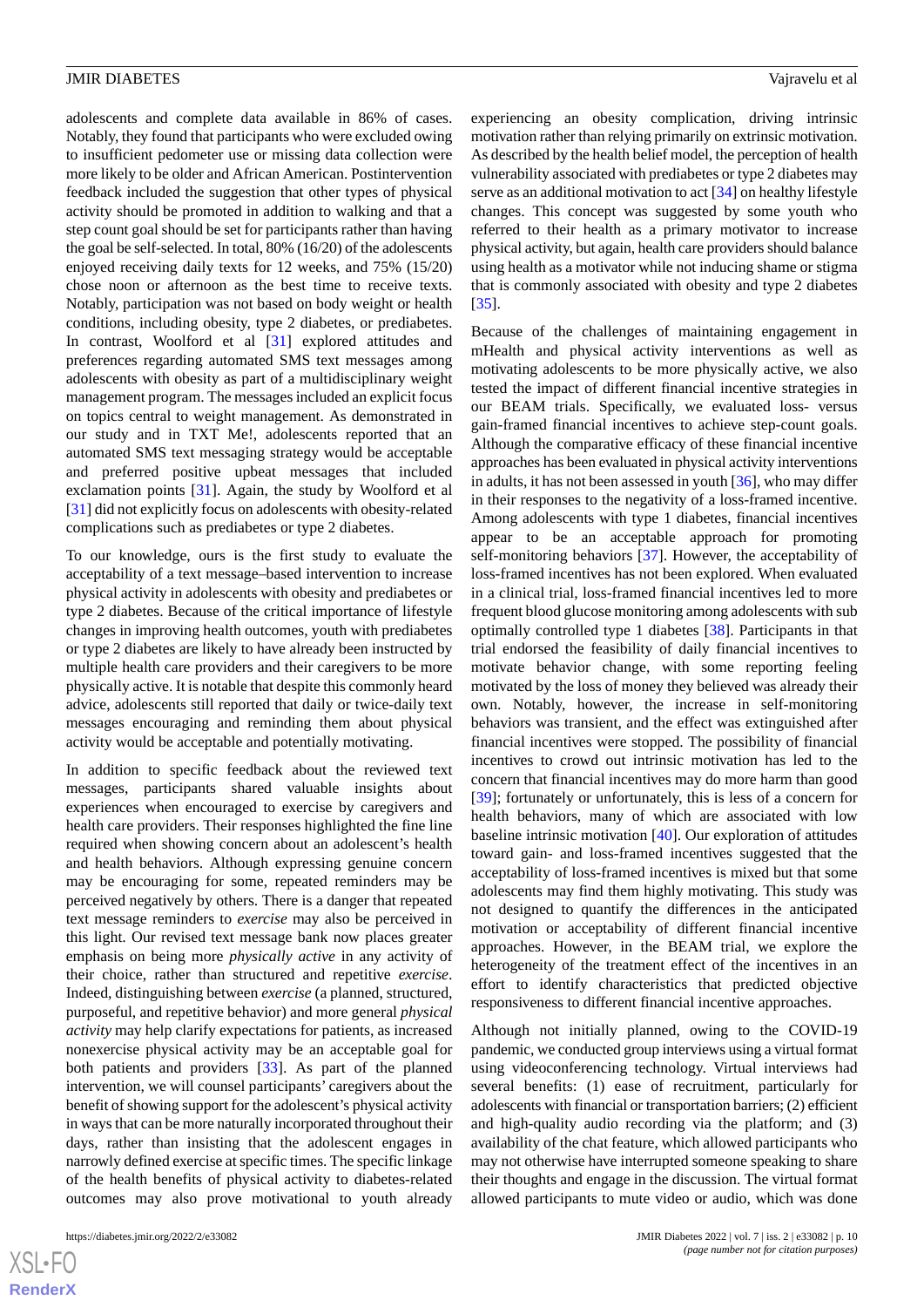adolescents and complete data available in 86% of cases. Notably, they found that participants who were excluded owing to insufficient pedometer use or missing data collection were more likely to be older and African American. Postintervention feedback included the suggestion that other types of physical activity should be promoted in addition to walking and that a step count goal should be set for participants rather than having the goal be self-selected. In total, 80% (16/20) of the adolescents enjoyed receiving daily texts for 12 weeks, and 75% (15/20) chose noon or afternoon as the best time to receive texts. Notably, participation was not based on body weight or health conditions, including obesity, type 2 diabetes, or prediabetes. In contrast, Woolford et al [31] explored attitudes and preferences regarding automated SMS text messages among adolescents with obesity as part of a multidisciplinary weight management program. The messages included an explicit focus on topics central to weight management. As demonstrated in our study and in TXT Me!, adolescents reported that an automated SMS text messaging strategy would be acceptable and preferred positive upbeat messages that included exclamation points [31]. Again, the study by Woolford et al [31] did not explicitly focus on adolescents with obesity-related complications such as prediabetes or type 2 diabetes.

To our knowledge, ours is the first study to evaluate the acceptability of a text message–based intervention to increase physical activity in adolescents with obesity and prediabetes or type 2 diabetes. Because of the critical importance of lifestyle changes in improving health outcomes, youth with prediabetes or type 2 diabetes are likely to have already been instructed by multiple health care providers and their caregivers to be more physically active. It is notable that despite this commonly heard advice, adolescents still reported that daily or twice-daily text messages encouraging and reminding them about physical activity would be acceptable and potentially motivating.

In addition to specific feedback about the reviewed text messages, participants shared valuable insights about experiences when encouraged to exercise by caregivers and health care providers. Their responses highlighted the fine line required when showing concern about an adolescent's health and health behaviors. Although expressing genuine concern may be encouraging for some, repeated reminders may be perceived negatively by others. There is a danger that repeated text message reminders to *exercise* may also be perceived in this light. Our revised text message bank now places greater emphasis on being more *physically active* in any activity of their choice, rather than structured and repetitive *exercise*. Indeed, distinguishing between *exercise* (a planned, structured, purposeful, and repetitive behavior) and more general *physical activity* may help clarify expectations for patients, as increased nonexercise physical activity may be an acceptable goal for both patients and providers [33]. As part of the planned intervention, we will counsel participants' caregivers about the benefit of showing support for the adolescent's physical activity in ways that can be more naturally incorporated throughout their days, rather than insisting that the adolescent engages in narrowly defined exercise at specific times. The specific linkage of the health benefits of physical activity to diabetes-related outcomes may also prove motivational to youth already experiencing an obesity complication, driving intrinsic motivation rather than relying primarily on extrinsic motivation. As described by the health belief model, the perception of health vulnerability associated with prediabetes or type 2 diabetes may serve as an additional motivation to act [34] on healthy lifestyle changes. This concept was suggested by some youth who referred to their health as a primary motivator to increase physical activity, but again, health care providers should balance using health as a motivator while not inducing shame or stigma that is commonly associated with obesity and type 2 diabetes [35].

Because of the challenges of maintaining engagement in mHealth and physical activity interventions as well as motivating adolescents to be more physically active, we also tested the impact of different financial incentive strategies in our BEAM trials. Specifically, we evaluated loss- versus gain-framed financial incentives to achieve step-count goals. Although the comparative efficacy of these financial incentive approaches has been evaluated in physical activity interventions in adults, it has not been assessed in youth [36], who may differ in their responses to the negativity of a loss-framed incentive. Among adolescents with type 1 diabetes, financial incentives appear to be an acceptable approach for promoting self-monitoring behaviors [37]. However, the acceptability of loss-framed incentives has not been explored. When evaluated in a clinical trial, loss-framed financial incentives led to more frequent blood glucose monitoring among adolescents with sub optimally controlled type 1 diabetes [38]. Participants in that trial endorsed the feasibility of daily financial incentives to motivate behavior change, with some reporting feeling motivated by the loss of money they believed was already their own. Notably, however, the increase in self-monitoring behaviors was transient, and the effect was extinguished after financial incentives were stopped. The possibility of financial incentives to crowd out intrinsic motivation has led to the concern that financial incentives may do more harm than good [39]; fortunately or unfortunately, this is less of a concern for health behaviors, many of which are associated with low baseline intrinsic motivation [40]. Our exploration of attitudes toward gain- and loss-framed incentives suggested that the acceptability of loss-framed incentives is mixed but that some adolescents may find them highly motivating. This study was not designed to quantify the differences in the anticipated motivation or acceptability of different financial incentive approaches. However, in the BEAM trial, we explore the heterogeneity of the treatment effect of the incentives in an effort to identify characteristics that predicted objective responsiveness to different financial incentive approaches.

Although not initially planned, owing to the COVID-19 pandemic, we conducted group interviews using a virtual format using videoconferencing technology. Virtual interviews had several benefits: (1) ease of recruitment, particularly for adolescents with financial or transportation barriers; (2) efficient and high-quality audio recording via the platform; and (3) availability of the chat feature, which allowed participants who may not otherwise have interrupted someone speaking to share their thoughts and engage in the discussion. The virtual format allowed participants to mute video or audio, which was done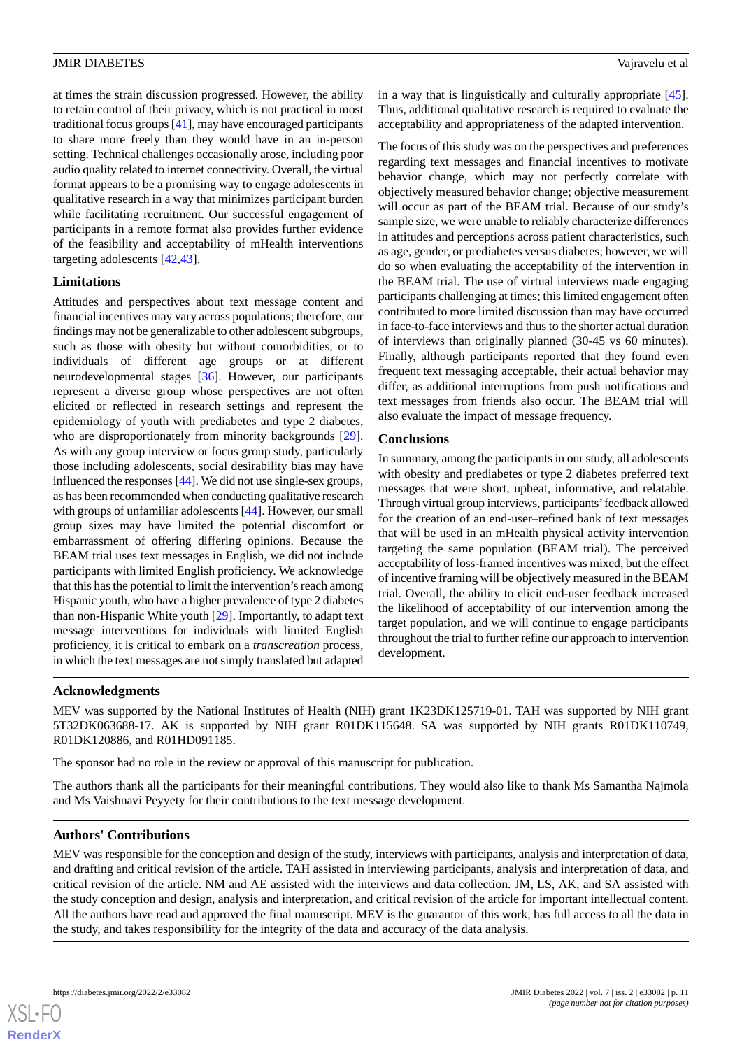at times the strain discussion progressed. However, the ability to retain control of their privacy, which is not practical in most traditional focus groups [41], may have encouraged participants to share more freely than they would have in an in-person setting. Technical challenges occasionally arose, including poor audio quality related to internet connectivity. Overall, the virtual format appears to be a promising way to engage adolescents in qualitative research in a way that minimizes participant burden while facilitating recruitment. Our successful engagement of participants in a remote format also provides further evidence of the feasibility and acceptability of mHealth interventions targeting adolescents [42,43].

### Limitations

Attitudes and perspectives about text message content and financial incentives may vary across populations; therefore, our findings may not be generalizable to other adolescent subgroups, such as those with obesity but without comorbidities, or to individuals of different age groups or at different neurodevelopmental stages [36]. However, our participants represent a diverse group whose perspectives are not often elicited or reflected in research settings and represent the epidemiology of youth with prediabetes and type 2 diabetes, who are disproportionately from minority backgrounds [29]. As with any group interview or focus group study, particularly those including adolescents, social desirability bias may have influenced the responses [44]. We did not use single-sex groups, as has been recommended when conducting qualitative research with groups of unfamiliar adolescents [44]. However, our small group sizes may have limited the potential discomfort or embarrassment of offering differing opinions. Because the BEAM trial uses text messages in English, we did not include participants with limited English proficiency. We acknowledge that this has the potential to limit the intervention's reach among Hispanic youth, who have a higher prevalence of type 2 diabetes than non-Hispanic White youth [29]. Importantly, to adapt text message interventions for individuals with limited English proficiency, it is critical to embark on a *transcreation* process, in which the text messages are not simply translated but adapted in a way that is linguistically and culturally appropriate [45]. Thus, additional qualitative research is required to evaluate the acceptability and appropriateness of the adapted intervention.

The focus of this study was on the perspectives and preferences regarding text messages and financial incentives to motivate behavior change, which may not perfectly correlate with objectively measured behavior change; objective measurement will occur as part of the BEAM trial. Because of our study's sample size, we were unable to reliably characterize differences in attitudes and perceptions across patient characteristics, such as age, gender, or prediabetes versus diabetes; however, we will do so when evaluating the acceptability of the intervention in the BEAM trial. The use of virtual interviews made engaging participants challenging at times; this limited engagement often contributed to more limited discussion than may have occurred in face-to-face interviews and thus to the shorter actual duration of interviews than originally planned (30-45 vs 60 minutes). Finally, although participants reported that they found even frequent text messaging acceptable, their actual behavior may differ, as additional interruptions from push notifications and text messages from friends also occur. The BEAM trial will also evaluate the impact of message frequency.

### Conclusions

In summary, among the participants in our study, all adolescents with obesity and prediabetes or type 2 diabetes preferred text messages that were short, upbeat, informative, and relatable. Through virtual group interviews, participants' feedback allowed for the creation of an end-user–refined bank of text messages that will be used in an mHealth physical activity intervention targeting the same population (BEAM trial). The perceived acceptability of loss-framed incentives was mixed, but the effect of incentive framing will be objectively measured in the BEAM trial. Overall, the ability to elicit end-user feedback increased the likelihood of acceptability of our intervention among the target population, and we will continue to engage participants throughout the trial to further refine our approach to intervention development.

## Acknowledgments

MEV was supported by the National Institutes of Health (NIH) grant 1K23DK125719-01. TAH was supported by NIH grant 5T32DK063688-17. AK is supported by NIH grant R01DK115648. SA was supported by NIH grants R01DK110749, R01DK120886, and R01HD091185.

The sponsor had no role in the review or approval of this manuscript for publication.

The authors thank all the participants for their meaningful contributions. They would also like to thank Ms Samantha Najmola and Ms Vaishnavi Peyyety for their contributions to the text message development.

## Authors' Contributions

MEV was responsible for the conception and design of the study, interviews with participants, analysis and interpretation of data, and drafting and critical revision of the article. TAH assisted in interviewing participants, analysis and interpretation of data, and critical revision of the article. NM and AE assisted with the interviews and data collection. JM, LS, AK, and SA assisted with the study conception and design, analysis and interpretation, and critical revision of the article for important intellectual content. All the authors have read and approved the final manuscript. MEV is the guarantor of this work, has full access to all the data in the study, and takes responsibility for the integrity of the data and accuracy of the data analysis.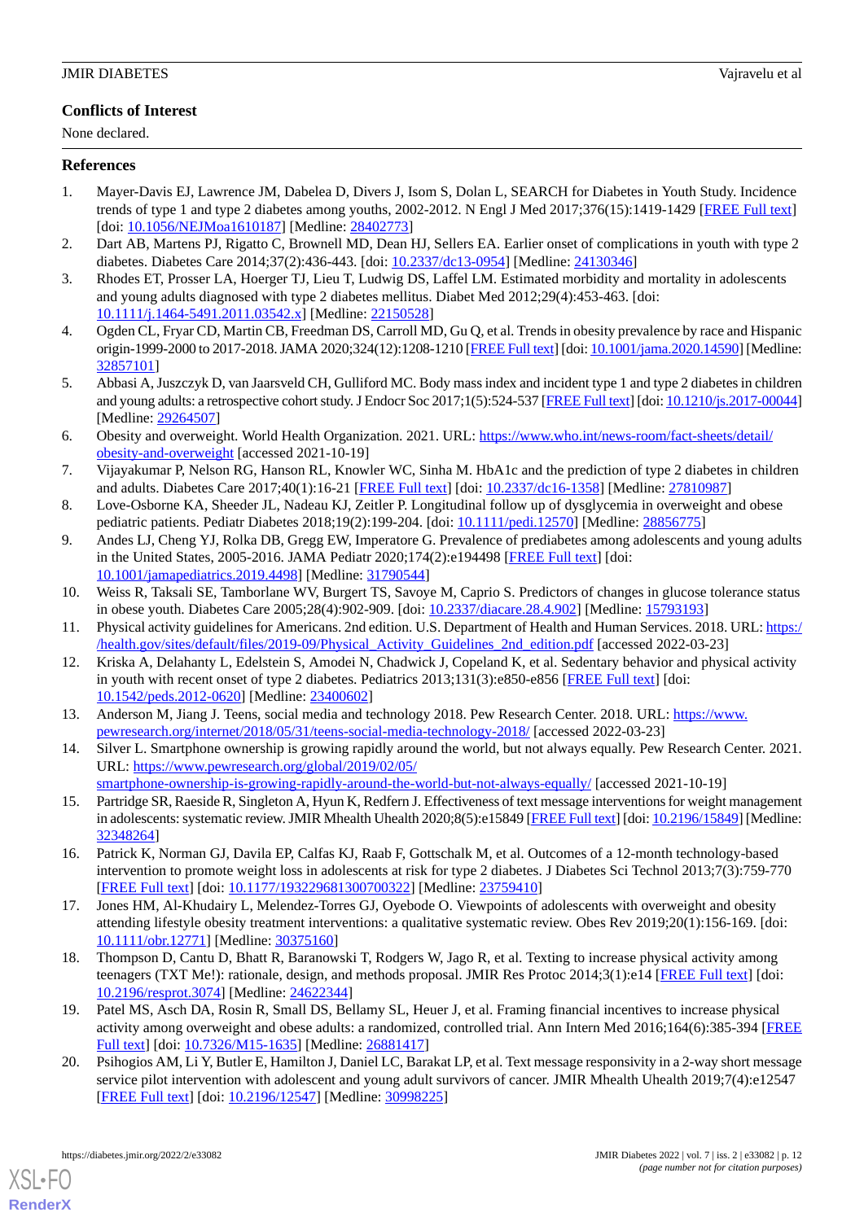## Conflicts of Interest

None declared.

## References

1. Mayer-Davis EJ, Lawrence JM, Dabelea D, Divers J, Isom S, Dolan L, SEARCH for Diabetes in Youth Study. Incidence trends of type 1 and type 2 diabetes among youths, 2002-2012. N Engl J Med 2017;376(15):1419-1429 [FREE Full text] [doi: 10.1056/NEJMoa1610187] [Medline: 28402773]
2. Dart AB, Martens PJ, Rigatto C, Brownell MD, Dean HJ, Sellers EA. Earlier onset of complications in youth with type 2 diabetes. Diabetes Care 2014;37(2):436-443. [doi: 10.2337/dc13-0954] [Medline: 24130346]
3. Rhodes ET, Prosser LA, Hoerger TJ, Lieu T, Ludwig DS, Laffel LM. Estimated morbidity and mortality in adolescents and young adults diagnosed with type 2 diabetes mellitus. Diabet Med 2012;29(4):453-463. [doi: 10.1111/j.1464-5491.2011.03542.x] [Medline: 22150528]
4. Ogden CL, Fryar CD, Martin CB, Freedman DS, Carroll MD, Gu Q, et al. Trends in obesity prevalence by race and Hispanic origin-1999-2000 to 2017-2018. JAMA 2020;324(12):1208-1210 [FREE Full text] [doi: 10.1001/jama.2020.14590] [Medline: 32857101]
5. Abbasi A, Juszczyk D, van Jaarsveld CH, Gulliford MC. Body mass index and incident type 1 and type 2 diabetes in children and young adults: a retrospective cohort study. J Endocr Soc 2017;1(5):524-537 [FREE Full text] [doi: 10.1210/js.2017-00044] [Medline: 29264507]
6. Obesity and overweight. World Health Organization. 2021. URL: https://www.who.int/news-room/fact-sheets/detail/obesity-and-overweight [accessed 2021-10-19]
7. Vijayakumar P, Nelson RG, Hanson RL, Knowler WC, Sinha M. HbA1c and the prediction of type 2 diabetes in children and adults. Diabetes Care 2017;40(1):16-21 [FREE Full text] [doi: 10.2337/dc16-1358] [Medline: 27810987]
8. Love-Osborne KA, Sheeder JL, Nadeau KJ, Zeitler P. Longitudinal follow up of dysglycemia in overweight and obese pediatric patients. Pediatr Diabetes 2018;19(2):199-204. [doi: 10.1111/pedi.12570] [Medline: 28856775]
9. Andes LJ, Cheng YJ, Rolka DB, Gregg EW, Imperatore G. Prevalence of prediabetes among adolescents and young adults in the United States, 2005-2016. JAMA Pediatr 2020;174(2):e194498 [FREE Full text] [doi: 10.1001/jamapediatrics.2019.4498] [Medline: 31790544]
10. Weiss R, Taksali SE, Tamborlane WV, Burgert TS, Savoye M, Caprio S. Predictors of changes in glucose tolerance status in obese youth. Diabetes Care 2005;28(4):902-909. [doi: 10.2337/diacare.28.4.902] [Medline: 15793193]
11. Physical activity guidelines for Americans. 2nd edition. U.S. Department of Health and Human Services. 2018. URL: https://health.gov/sites/default/files/2019-09/Physical_Activity_Guidelines_2nd_edition.pdf [accessed 2022-03-23]
12. Kriska A, Delahanty L, Edelstein S, Amodei N, Chadwick J, Copeland K, et al. Sedentary behavior and physical activity in youth with recent onset of type 2 diabetes. Pediatrics 2013;131(3):e850-e856 [FREE Full text] [doi: 10.1542/peds.2012-0620] [Medline: 23400602]
13. Anderson M, Jiang J. Teens, social media and technology 2018. Pew Research Center. 2018. URL: https://www.pewresearch.org/internet/2018/05/31/teens-social-media-technology-2018/ [accessed 2022-03-23]
14. Silver L. Smartphone ownership is growing rapidly around the world, but not always equally. Pew Research Center. 2021. URL: https://www.pewresearch.org/global/2019/02/05/smartphone-ownership-is-growing-rapidly-around-the-world-but-not-always-equally/ [accessed 2021-10-19]
15. Partridge SR, Raeside R, Singleton A, Hyun K, Redfern J. Effectiveness of text message interventions for weight management in adolescents: systematic review. JMIR Mhealth Uhealth 2020;8(5):e15849 [FREE Full text] [doi: 10.2196/15849] [Medline: 32348264]
16. Patrick K, Norman GJ, Davila EP, Calfas KJ, Raab F, Gottschalk M, et al. Outcomes of a 12-month technology-based intervention to promote weight loss in adolescents at risk for type 2 diabetes. J Diabetes Sci Technol 2013;7(3):759-770 [FREE Full text] [doi: 10.1177/193229681300700322] [Medline: 23759410]
17. Jones HM, Al-Khudairy L, Melendez-Torres GJ, Oyebode O. Viewpoints of adolescents with overweight and obesity attending lifestyle obesity treatment interventions: a qualitative systematic review. Obes Rev 2019;20(1):156-169. [doi: 10.1111/obr.12771] [Medline: 30375160]
18. Thompson D, Cantu D, Bhatt R, Baranowski T, Rodgers W, Jago R, et al. Texting to increase physical activity among teenagers (TXT Me!): rationale, design, and methods proposal. JMIR Res Protoc 2014;3(1):e14 [FREE Full text] [doi: 10.2196/resprot.3074] [Medline: 24622344]
19. Patel MS, Asch DA, Rosin R, Small DS, Bellamy SL, Heuer J, et al. Framing financial incentives to increase physical activity among overweight and obese adults: a randomized, controlled trial. Ann Intern Med 2016;164(6):385-394 [FREE Full text] [doi: 10.7326/M15-1635] [Medline: 26881417]
20. Psihogios AM, Li Y, Butler E, Hamilton J, Daniel LC, Barakat LP, et al. Text message responsivity in a 2-way short message service pilot intervention with adolescent and young adult survivors of cancer. JMIR Mhealth Uhealth 2019;7(4):e12547 [FREE Full text] [doi: 10.2196/12547] [Medline: 30998225]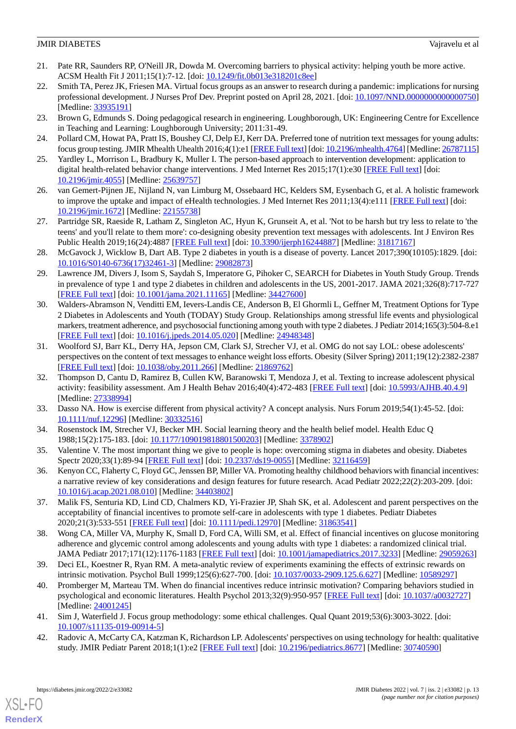21. Pate RR, Saunders RP, O'Neill JR, Dowda M. Overcoming barriers to physical activity: helping youth be more active. ACSM Health Fit J 2011;15(1):7-12. [doi: 10.1249/fit.0b013e318201c8ee]
22. Smith TA, Perez JK, Friesen MA. Virtual focus groups as an answer to research during a pandemic: implications for nursing professional development. J Nurses Prof Dev. Preprint posted on April 28, 2021. [doi: 10.1097/NND.0000000000000750] [Medline: 33935191]
23. Brown G, Edmunds S. Doing pedagogical research in engineering. Loughborough, UK: Engineering Centre for Excellence in Teaching and Learning: Loughborough University; 2011:31-49.
24. Pollard CM, Howat PA, Pratt IS, Boushey CJ, Delp EJ, Kerr DA. Preferred tone of nutrition text messages for young adults: focus group testing. JMIR Mhealth Uhealth 2016;4(1):e1 [FREE Full text] [doi: 10.2196/mhealth.4764] [Medline: 26787115]
25. Yardley L, Morrison L, Bradbury K, Muller I. The person-based approach to intervention development: application to digital health-related behavior change interventions. J Med Internet Res 2015;17(1):e30 [FREE Full text] [doi: 10.2196/jmir.4055] [Medline: 25639757]
26. van Gemert-Pijnen JE, Nijland N, van Limburg M, Ossebaard HC, Kelders SM, Eysenbach G, et al. A holistic framework to improve the uptake and impact of eHealth technologies. J Med Internet Res 2011;13(4):e111 [FREE Full text] [doi: 10.2196/jmir.1672] [Medline: 22155738]
27. Partridge SR, Raeside R, Latham Z, Singleton AC, Hyun K, Grunseit A, et al. 'Not to be harsh but try less to relate to 'the teens' and you'll relate to them more': co-designing obesity prevention text messages with adolescents. Int J Environ Res Public Health 2019;16(24):4887 [FREE Full text] [doi: 10.3390/ijerph16244887] [Medline: 31817167]
28. McGavock J, Wicklow B, Dart AB. Type 2 diabetes in youth is a disease of poverty. Lancet 2017;390(10105):1829. [doi: 10.1016/S0140-6736(17)32461-3] [Medline: 29082873]
29. Lawrence JM, Divers J, Isom S, Saydah S, Imperatore G, Pihoker C, SEARCH for Diabetes in Youth Study Group. Trends in prevalence of type 1 and type 2 diabetes in children and adolescents in the US, 2001-2017. JAMA 2021;326(8):717-727 [FREE Full text] [doi: 10.1001/jama.2021.11165] [Medline: 34427600]
30. Walders-Abramson N, Venditti EM, Ievers-Landis CE, Anderson B, El Ghormli L, Geffner M, Treatment Options for Type 2 Diabetes in Adolescents and Youth (TODAY) Study Group. Relationships among stressful life events and physiological markers, treatment adherence, and psychosocial functioning among youth with type 2 diabetes. J Pediatr 2014;165(3):504-8.e1 [FREE Full text] [doi: 10.1016/j.jpeds.2014.05.020] [Medline: 24948348]
31. Woolford SJ, Barr KL, Derry HA, Jepson CM, Clark SJ, Strecher VJ, et al. OMG do not say LOL: obese adolescents' perspectives on the content of text messages to enhance weight loss efforts. Obesity (Silver Spring) 2011;19(12):2382-2387 [FREE Full text] [doi: 10.1038/oby.2011.266] [Medline: 21869762]
32. Thompson D, Cantu D, Ramirez B, Cullen KW, Baranowski T, Mendoza J, et al. Texting to increase adolescent physical activity: feasibility assessment. Am J Health Behav 2016;40(4):472-483 [FREE Full text] [doi: 10.5993/AJHB.40.4.9] [Medline: 27338994]
33. Dasso NA. How is exercise different from physical activity? A concept analysis. Nurs Forum 2019;54(1):45-52. [doi: 10.1111/nuf.12296] [Medline: 30332516]
34. Rosenstock IM, Strecher VJ, Becker MH. Social learning theory and the health belief model. Health Educ Q 1988;15(2):175-183. [doi: 10.1177/109019818801500203] [Medline: 3378902]
35. Valentine V. The most important thing we give to people is hope: overcoming stigma in diabetes and obesity. Diabetes Spectr 2020;33(1):89-94 [FREE Full text] [doi: 10.2337/ds19-0055] [Medline: 32116459]
36. Kenyon CC, Flaherty C, Floyd GC, Jenssen BP, Miller VA. Promoting healthy childhood behaviors with financial incentives: a narrative review of key considerations and design features for future research. Acad Pediatr 2022;22(2):203-209. [doi: 10.1016/j.acap.2021.08.010] [Medline: 34403802]
37. Malik FS, Senturia KD, Lind CD, Chalmers KD, Yi-Frazier JP, Shah SK, et al. Adolescent and parent perspectives on the acceptability of financial incentives to promote self-care in adolescents with type 1 diabetes. Pediatr Diabetes 2020;21(3):533-551 [FREE Full text] [doi: 10.1111/pedi.12970] [Medline: 31863541]
38. Wong CA, Miller VA, Murphy K, Small D, Ford CA, Willi SM, et al. Effect of financial incentives on glucose monitoring adherence and glycemic control among adolescents and young adults with type 1 diabetes: a randomized clinical trial. JAMA Pediatr 2017;171(12):1176-1183 [FREE Full text] [doi: 10.1001/jamapediatrics.2017.3233] [Medline: 29059263]
39. Deci EL, Koestner R, Ryan RM. A meta-analytic review of experiments examining the effects of extrinsic rewards on intrinsic motivation. Psychol Bull 1999;125(6):627-700. [doi: 10.1037/0033-2909.125.6.627] [Medline: 10589297]
40. Promberger M, Marteau TM. When do financial incentives reduce intrinsic motivation? Comparing behaviors studied in psychological and economic literatures. Health Psychol 2013;32(9):950-957 [FREE Full text] [doi: 10.1037/a0032727] [Medline: 24001245]
41. Sim J, Waterfield J. Focus group methodology: some ethical challenges. Qual Quant 2019;53(6):3003-3022. [doi: 10.1007/s11135-019-00914-5]
42. Radovic A, McCarty CA, Katzman K, Richardson LP. Adolescents' perspectives on using technology for health: qualitative study. JMIR Pediatr Parent 2018;1(1):e2 [FREE Full text] [doi: 10.2196/pediatrics.8677] [Medline: 30740590]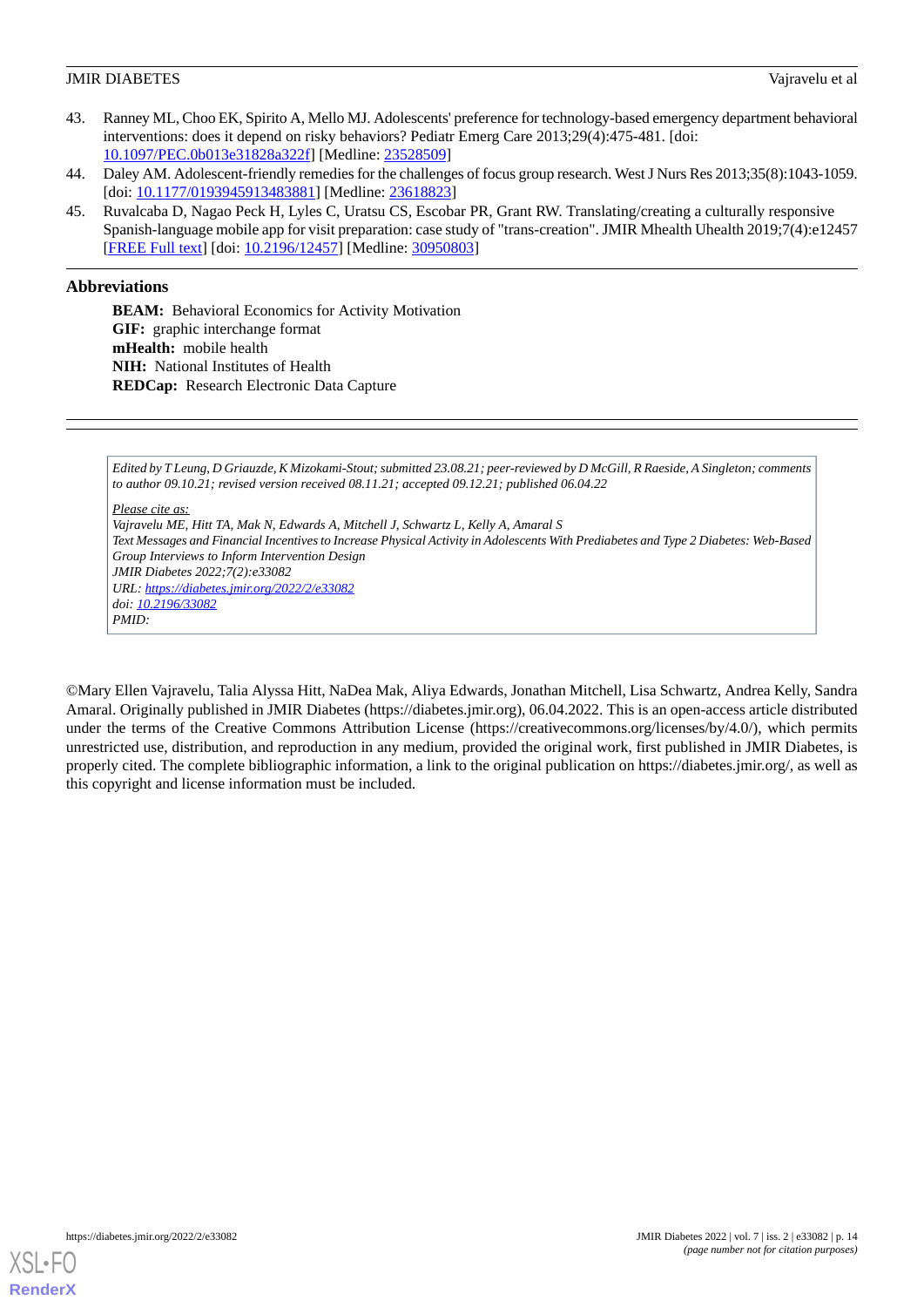43. Ranney ML, Choo EK, Spirito A, Mello MJ. Adolescents' preference for technology-based emergency department behavioral interventions: does it depend on risky behaviors? Pediatr Emerg Care 2013;29(4):475-481. [doi: 10.1097/PEC.0b013e31828a322f] [Medline: 23528509]
44. Daley AM. Adolescent-friendly remedies for the challenges of focus group research. West J Nurs Res 2013;35(8):1043-1059. [doi: 10.1177/0193945913483881] [Medline: 23618823]
45. Ruvalcaba D, Nagao Peck H, Lyles C, Uratsu CS, Escobar PR, Grant RW. Translating/creating a culturally responsive Spanish-language mobile app for visit preparation: case study of "trans-creation". JMIR Mhealth Uhealth 2019;7(4):e12457 [FREE Full text] [doi: 10.2196/12457] [Medline: 30950803]

## Abbreviations

**BEAM:** Behavioral Economics for Activity Motivation
**GIF:** graphic interchange format
**mHealth:** mobile health
**NIH:** National Institutes of Health
**REDCap:** Research Electronic Data Capture

---

*Edited by T Leung, D Griauzde, K Mizokami-Stout; submitted 23.08.21; peer-reviewed by D McGill, R Raeside, A Singleton; comments to author 09.10.21; revised version received 08.11.21; accepted 09.12.21; published 06.04.22*

*Please cite as:*
*Vajravelu ME, Hitt TA, Mak N, Edwards A, Mitchell J, Schwartz L, Kelly A, Amaral S*
*Text Messages and Financial Incentives to Increase Physical Activity in Adolescents With Prediabetes and Type 2 Diabetes: Web-Based Group Interviews to Inform Intervention Design*
*JMIR Diabetes 2022;7(2):e33082*
*URL: https://diabetes.jmir.org/2022/2/e33082*
*doi: 10.2196/33082*
*PMID:*

©Mary Ellen Vajravelu, Talia Alyssa Hitt, NaDea Mak, Aliya Edwards, Jonathan Mitchell, Lisa Schwartz, Andrea Kelly, Sandra Amaral. Originally published in JMIR Diabetes (https://diabetes.jmir.org), 06.04.2022. This is an open-access article distributed under the terms of the Creative Commons Attribution License (https://creativecommons.org/licenses/by/4.0/), which permits unrestricted use, distribution, and reproduction in any medium, provided the original work, first published in JMIR Diabetes, is properly cited. The complete bibliographic information, a link to the original publication on https://diabetes.jmir.org/, as well as this copyright and license information must be included.